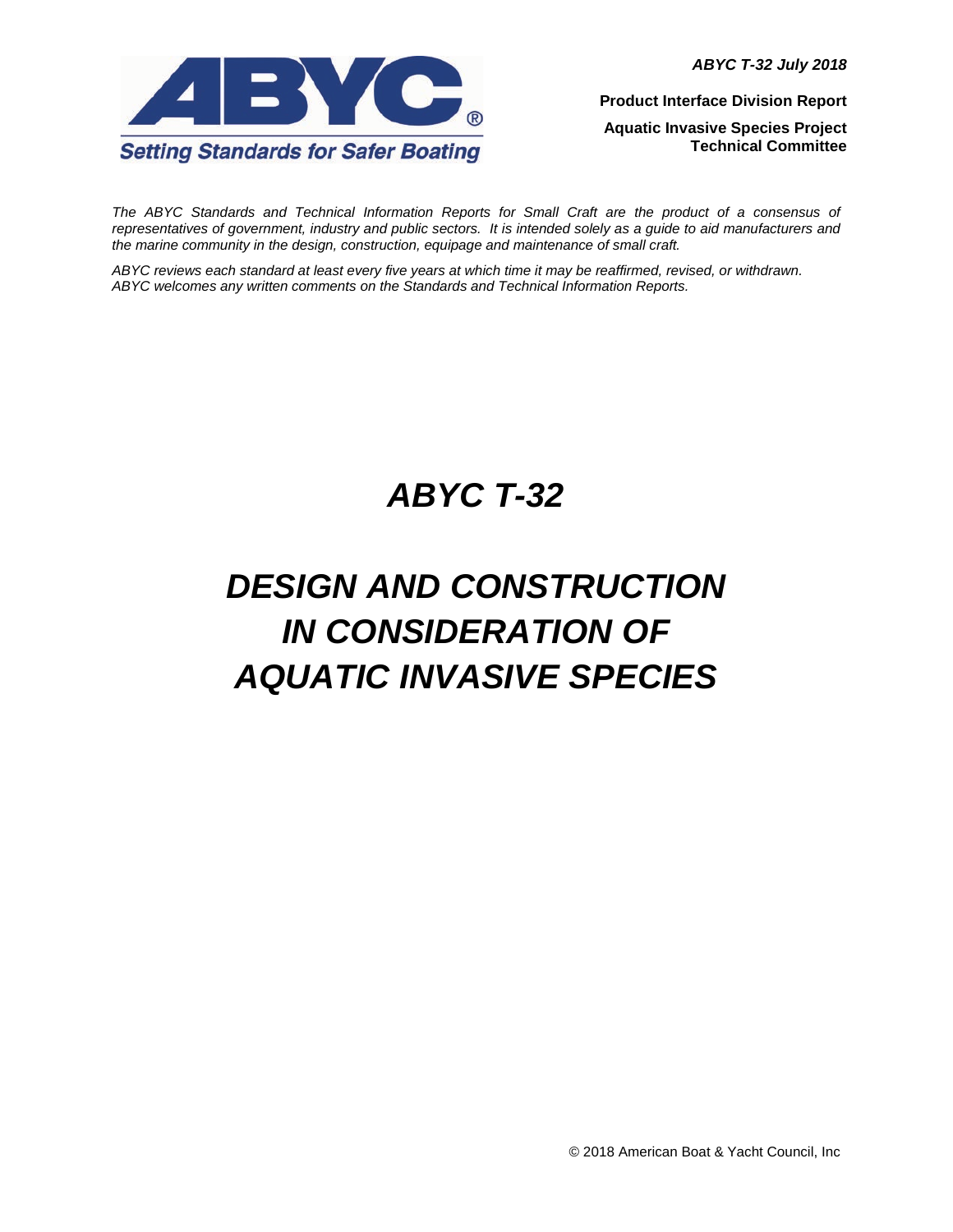**ABYC**®

*Setting Standards for Safer Boating*

***ABYC T-32 July 2018***

**Product Interface Division Report**

**Aquatic Invasive Species Project Technical Committee**

*The ABYC Standards and Technical Information Reports for Small Craft are the product of a consensus of representatives of government, industry and public sectors. It is intended solely as a guide to aid manufacturers and the marine community in the design, construction, equipage and maintenance of small craft.*

*ABYC reviews each standard at least every five years at which time it may be reaffirmed, revised, or withdrawn. ABYC welcomes any written comments on the Standards and Technical Information Reports.*

# *ABYC T-32*

# *DESIGN AND CONSTRUCTION IN CONSIDERATION OF AQUATIC INVASIVE SPECIES*

© 2018 American Boat & Yacht Council, Inc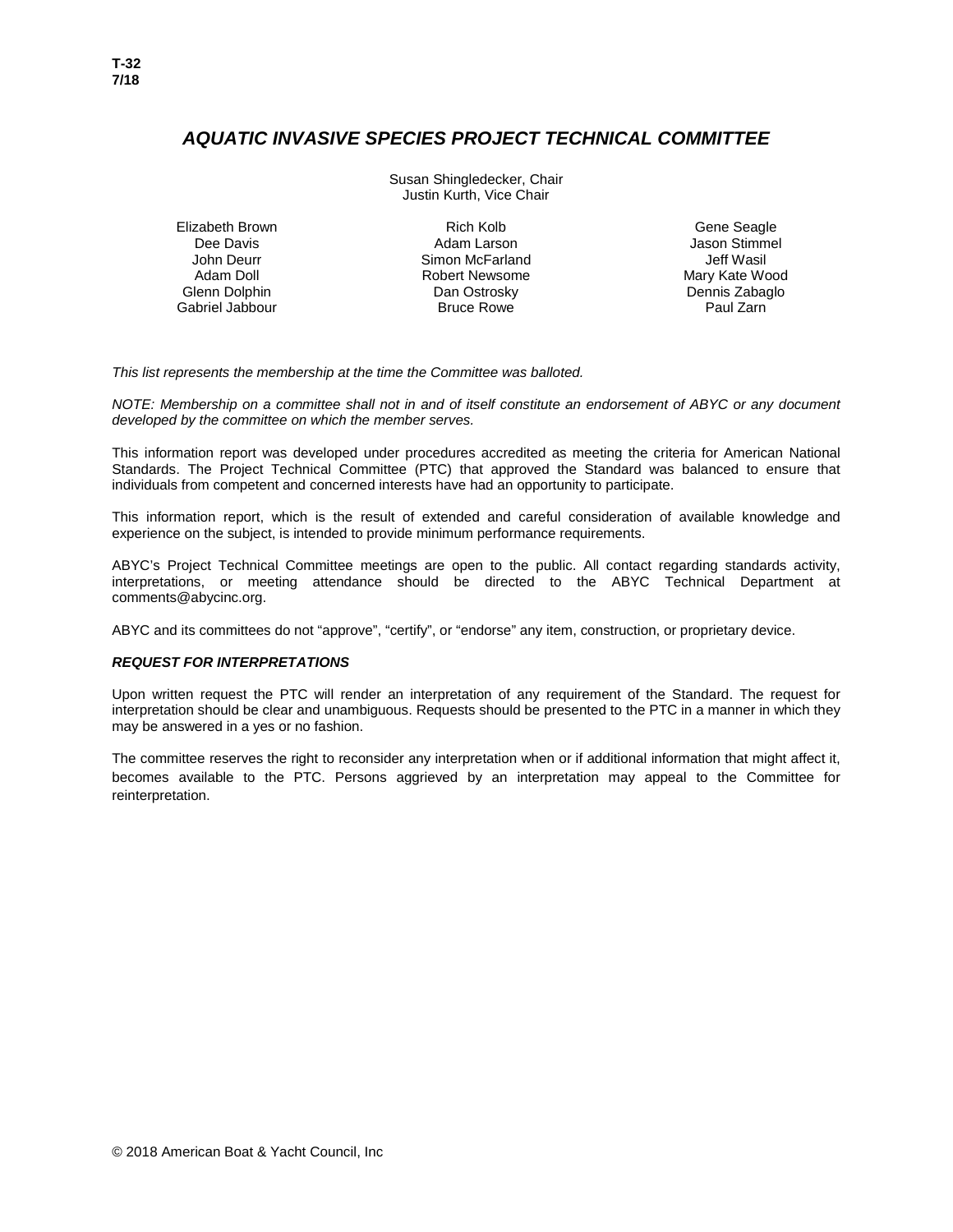# *AQUATIC INVASIVE SPECIES PROJECT TECHNICAL COMMITTEE*

Susan Shingledecker, Chair
Justin Kurth, Vice Chair

| | | |
|---|---|---|
| Elizabeth Brown | Rich Kolb | Gene Seagle |
| Dee Davis | Adam Larson | Jason Stimmel |
| John Deurr | Simon McFarland | Jeff Wasil |
| Adam Doll | Robert Newsome | Mary Kate Wood |
| Glenn Dolphin | Dan Ostrosky | Dennis Zabaglo |
| Gabriel Jabbour | Bruce Rowe | Paul Zarn |

*This list represents the membership at the time the Committee was balloted.*

*NOTE: Membership on a committee shall not in and of itself constitute an endorsement of ABYC or any document developed by the committee on which the member serves.*

This information report was developed under procedures accredited as meeting the criteria for American National Standards. The Project Technical Committee (PTC) that approved the Standard was balanced to ensure that individuals from competent and concerned interests have had an opportunity to participate.

This information report, which is the result of extended and careful consideration of available knowledge and experience on the subject, is intended to provide minimum performance requirements.

ABYC's Project Technical Committee meetings are open to the public. All contact regarding standards activity, interpretations, or meeting attendance should be directed to the ABYC Technical Department at comments@abycinc.org.

ABYC and its committees do not "approve", "certify", or "endorse" any item, construction, or proprietary device.

### *REQUEST FOR INTERPRETATIONS*

Upon written request the PTC will render an interpretation of any requirement of the Standard. The request for interpretation should be clear and unambiguous. Requests should be presented to the PTC in a manner in which they may be answered in a yes or no fashion.

The committee reserves the right to reconsider any interpretation when or if additional information that might affect it, becomes available to the PTC. Persons aggrieved by an interpretation may appeal to the Committee for reinterpretation.

© 2018 American Boat & Yacht Council, Inc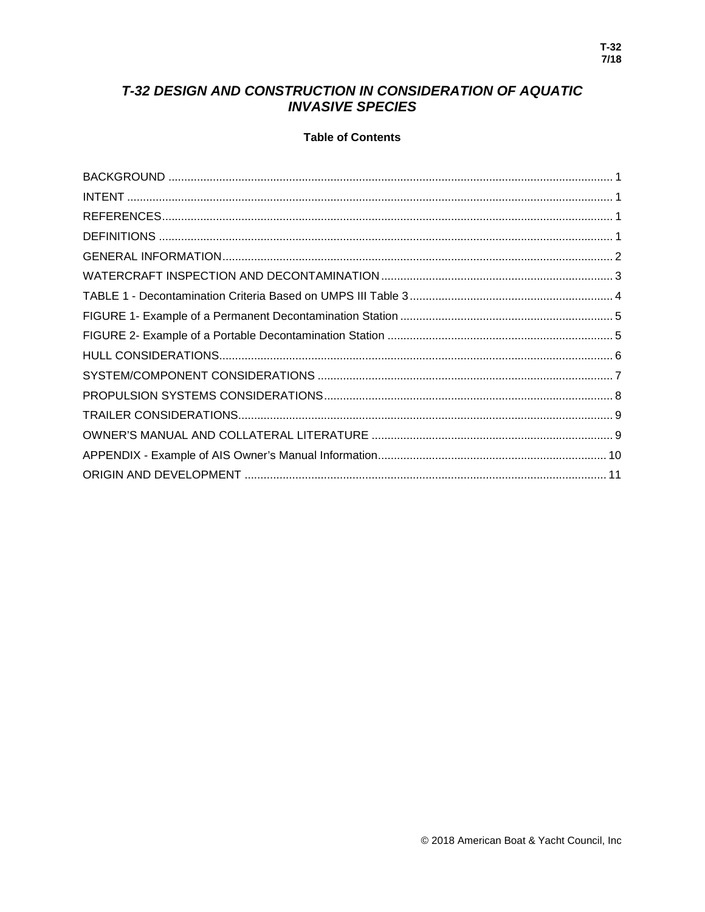# T-32 DESIGN AND CONSTRUCTION IN CONSIDERATION OF AQUATIC INVASIVE SPECIES

## Table of Contents

| | |
|---|---|
| BACKGROUND | 1 |
| INTENT | 1 |
| REFERENCES | 1 |
| DEFINITIONS | 1 |
| GENERAL INFORMATION | 2 |
| WATERCRAFT INSPECTION AND DECONTAMINATION | 3 |
| TABLE 1 - Decontamination Criteria Based on UMPS III Table 3 | 4 |
| FIGURE 1- Example of a Permanent Decontamination Station | 5 |
| FIGURE 2- Example of a Portable Decontamination Station | 5 |
| HULL CONSIDERATIONS | 6 |
| SYSTEM/COMPONENT CONSIDERATIONS | 7 |
| PROPULSION SYSTEMS CONSIDERATIONS | 8 |
| TRAILER CONSIDERATIONS | 9 |
| OWNER'S MANUAL AND COLLATERAL LITERATURE | 9 |
| APPENDIX - Example of AIS Owner's Manual Information | 10 |
| ORIGIN AND DEVELOPMENT | 11 |

© 2018 American Boat & Yacht Council, Inc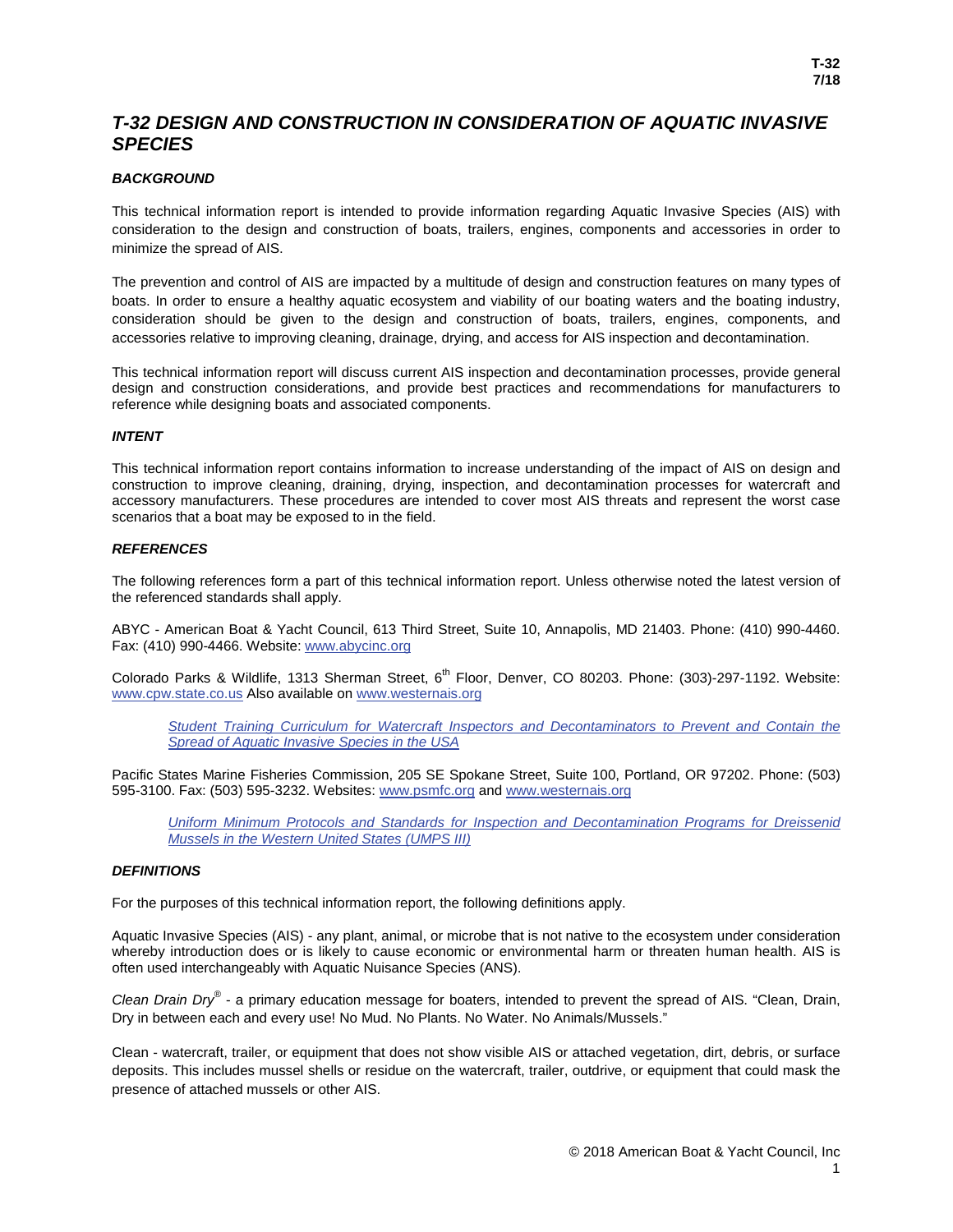# *T-32 DESIGN AND CONSTRUCTION IN CONSIDERATION OF AQUATIC INVASIVE SPECIES*

## *BACKGROUND*

This technical information report is intended to provide information regarding Aquatic Invasive Species (AIS) with consideration to the design and construction of boats, trailers, engines, components and accessories in order to minimize the spread of AIS.

The prevention and control of AIS are impacted by a multitude of design and construction features on many types of boats. In order to ensure a healthy aquatic ecosystem and viability of our boating waters and the boating industry, consideration should be given to the design and construction of boats, trailers, engines, components, and accessories relative to improving cleaning, drainage, drying, and access for AIS inspection and decontamination.

This technical information report will discuss current AIS inspection and decontamination processes, provide general design and construction considerations, and provide best practices and recommendations for manufacturers to reference while designing boats and associated components.

## *INTENT*

This technical information report contains information to increase understanding of the impact of AIS on design and construction to improve cleaning, draining, drying, inspection, and decontamination processes for watercraft and accessory manufacturers. These procedures are intended to cover most AIS threats and represent the worst case scenarios that a boat may be exposed to in the field.

## *REFERENCES*

The following references form a part of this technical information report. Unless otherwise noted the latest version of the referenced standards shall apply.

ABYC - American Boat & Yacht Council, 613 Third Street, Suite 10, Annapolis, MD 21403. Phone: (410) 990-4460. Fax: (410) 990-4466. Website: www.abycinc.org

Colorado Parks & Wildlife, 1313 Sherman Street, 6th Floor, Denver, CO 80203. Phone: (303)-297-1192. Website: www.cpw.state.co.us Also available on www.westernais.org

> *Student Training Curriculum for Watercraft Inspectors and Decontaminators to Prevent and Contain the Spread of Aquatic Invasive Species in the USA*

Pacific States Marine Fisheries Commission, 205 SE Spokane Street, Suite 100, Portland, OR 97202. Phone: (503) 595-3100. Fax: (503) 595-3232. Websites: www.psmfc.org and www.westernais.org

> *Uniform Minimum Protocols and Standards for Inspection and Decontamination Programs for Dreissenid Mussels in the Western United States (UMPS III)*

## *DEFINITIONS*

For the purposes of this technical information report, the following definitions apply.

Aquatic Invasive Species (AIS) - any plant, animal, or microbe that is not native to the ecosystem under consideration whereby introduction does or is likely to cause economic or environmental harm or threaten human health. AIS is often used interchangeably with Aquatic Nuisance Species (ANS).

*Clean Drain Dry*® - a primary education message for boaters, intended to prevent the spread of AIS. "Clean, Drain, Dry in between each and every use! No Mud. No Plants. No Water. No Animals/Mussels."

Clean - watercraft, trailer, or equipment that does not show visible AIS or attached vegetation, dirt, debris, or surface deposits. This includes mussel shells or residue on the watercraft, trailer, outdrive, or equipment that could mask the presence of attached mussels or other AIS.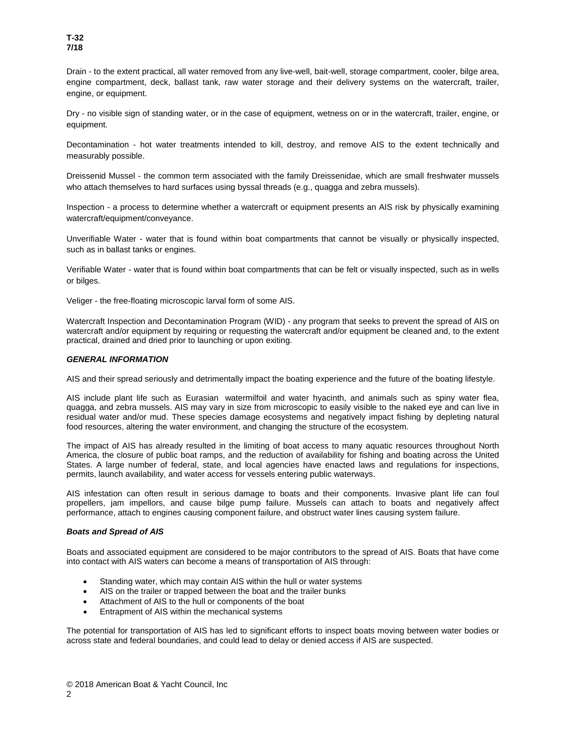Drain - to the extent practical, all water removed from any live-well, bait-well, storage compartment, cooler, bilge area, engine compartment, deck, ballast tank, raw water storage and their delivery systems on the watercraft, trailer, engine, or equipment.

Dry - no visible sign of standing water, or in the case of equipment, wetness on or in the watercraft, trailer, engine, or equipment.

Decontamination - hot water treatments intended to kill, destroy, and remove AIS to the extent technically and measurably possible.

Dreissenid Mussel - the common term associated with the family Dreissenidae, which are small freshwater mussels who attach themselves to hard surfaces using byssal threads (e.g., quagga and zebra mussels).

Inspection - a process to determine whether a watercraft or equipment presents an AIS risk by physically examining watercraft/equipment/conveyance.

Unverifiable Water - water that is found within boat compartments that cannot be visually or physically inspected, such as in ballast tanks or engines.

Verifiable Water - water that is found within boat compartments that can be felt or visually inspected, such as in wells or bilges.

Veliger - the free-floating microscopic larval form of some AIS.

Watercraft Inspection and Decontamination Program (WID) - any program that seeks to prevent the spread of AIS on watercraft and/or equipment by requiring or requesting the watercraft and/or equipment be cleaned and, to the extent practical, drained and dried prior to launching or upon exiting.

### *GENERAL INFORMATION*

AIS and their spread seriously and detrimentally impact the boating experience and the future of the boating lifestyle.

AIS include plant life such as Eurasian watermilfoil and water hyacinth, and animals such as spiny water flea, quagga, and zebra mussels. AIS may vary in size from microscopic to easily visible to the naked eye and can live in residual water and/or mud. These species damage ecosystems and negatively impact fishing by depleting natural food resources, altering the water environment, and changing the structure of the ecosystem.

The impact of AIS has already resulted in the limiting of boat access to many aquatic resources throughout North America, the closure of public boat ramps, and the reduction of availability for fishing and boating across the United States. A large number of federal, state, and local agencies have enacted laws and regulations for inspections, permits, launch availability, and water access for vessels entering public waterways.

AIS infestation can often result in serious damage to boats and their components. Invasive plant life can foul propellers, jam impellors, and cause bilge pump failure. Mussels can attach to boats and negatively affect performance, attach to engines causing component failure, and obstruct water lines causing system failure.

#### *Boats and Spread of AIS*

Boats and associated equipment are considered to be major contributors to the spread of AIS. Boats that have come into contact with AIS waters can become a means of transportation of AIS through:

- Standing water, which may contain AIS within the hull or water systems
- AIS on the trailer or trapped between the boat and the trailer bunks
- Attachment of AIS to the hull or components of the boat
- Entrapment of AIS within the mechanical systems

The potential for transportation of AIS has led to significant efforts to inspect boats moving between water bodies or across state and federal boundaries, and could lead to delay or denied access if AIS are suspected.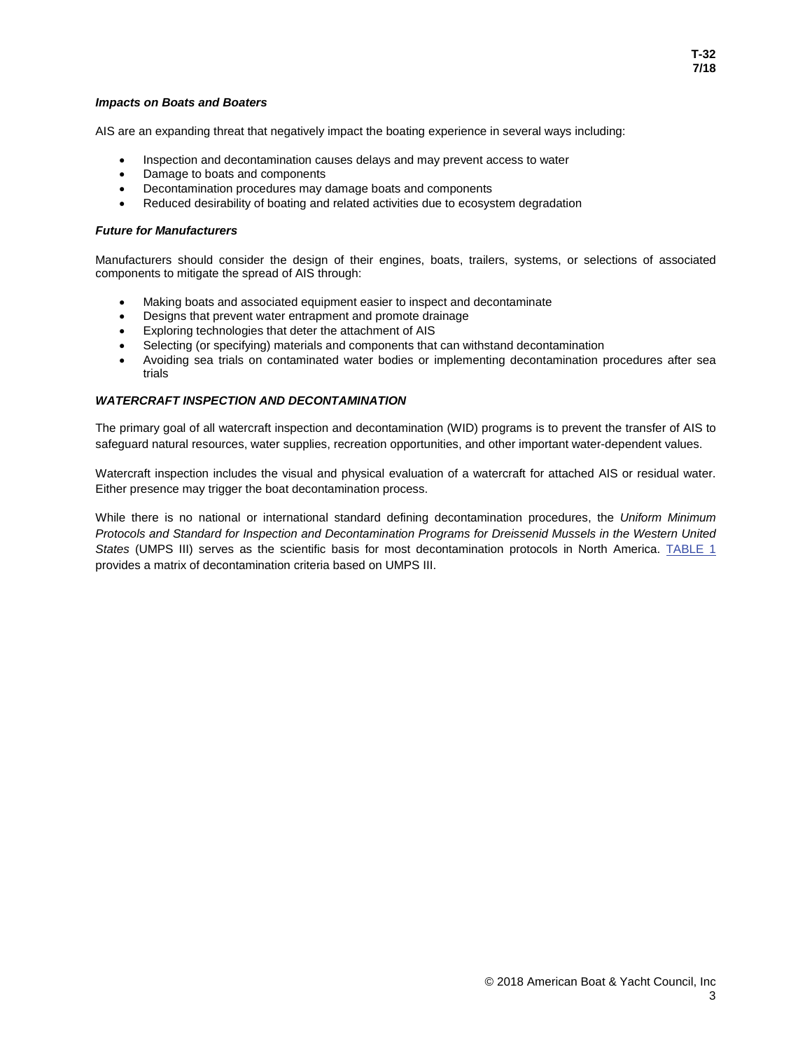### *Impacts on Boats and Boaters*

AIS are an expanding threat that negatively impact the boating experience in several ways including:

- Inspection and decontamination causes delays and may prevent access to water
- Damage to boats and components
- Decontamination procedures may damage boats and components
- Reduced desirability of boating and related activities due to ecosystem degradation

### *Future for Manufacturers*

Manufacturers should consider the design of their engines, boats, trailers, systems, or selections of associated components to mitigate the spread of AIS through:

- Making boats and associated equipment easier to inspect and decontaminate
- Designs that prevent water entrapment and promote drainage
- Exploring technologies that deter the attachment of AIS
- Selecting (or specifying) materials and components that can withstand decontamination
- Avoiding sea trials on contaminated water bodies or implementing decontamination procedures after sea trials

## *WATERCRAFT INSPECTION AND DECONTAMINATION*

The primary goal of all watercraft inspection and decontamination (WID) programs is to prevent the transfer of AIS to safeguard natural resources, water supplies, recreation opportunities, and other important water-dependent values.

Watercraft inspection includes the visual and physical evaluation of a watercraft for attached AIS or residual water. Either presence may trigger the boat decontamination process.

While there is no national or international standard defining decontamination procedures, the *Uniform Minimum Protocols and Standard for Inspection and Decontamination Programs for Dreissenid Mussels in the Western United States* (UMPS III) serves as the scientific basis for most decontamination protocols in North America. TABLE 1 provides a matrix of decontamination criteria based on UMPS III.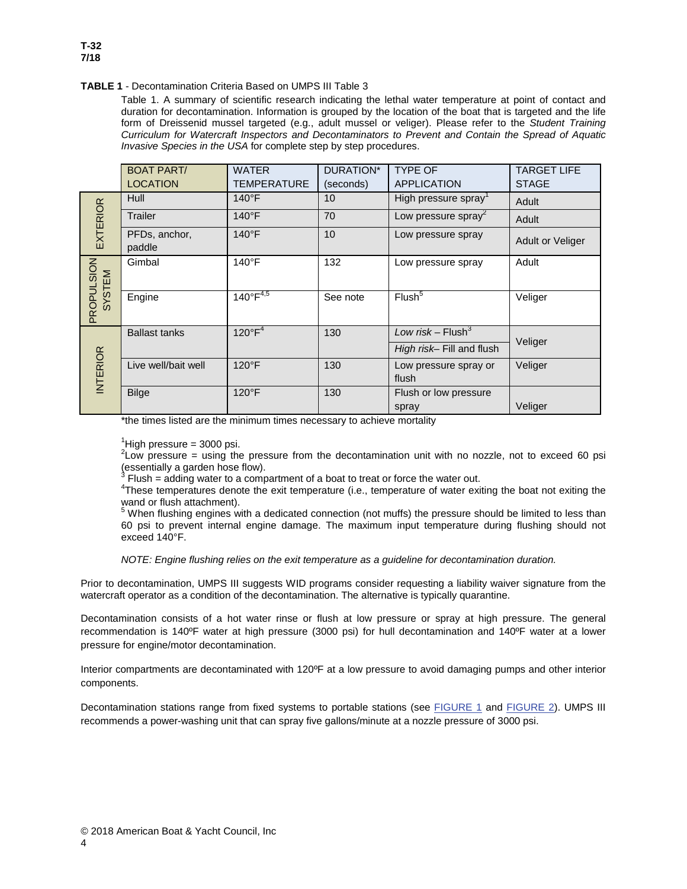**TABLE 1** - Decontamination Criteria Based on UMPS III Table 3

Table 1. A summary of scientific research indicating the lethal water temperature at point of contact and duration for decontamination. Information is grouped by the location of the boat that is targeted and the life form of Dreissenid mussel targeted (e.g., adult mussel or veliger). Please refer to the *Student Training Curriculum for Watercraft Inspectors and Decontaminators to Prevent and Contain the Spread of Aquatic Invasive Species in the USA* for complete step by step procedures.

| | BOAT PART/ LOCATION | WATER TEMPERATURE | DURATION* (seconds) | TYPE OF APPLICATION | TARGET LIFE STAGE |
|---|---|---|---|---|---|
| EXTERIOR | Hull | 140°F | 10 | High pressure spray[1] | Adult |
| | Trailer | 140°F | 70 | Low pressure spray[2] | Adult |
| | PFDs, anchor, paddle | 140°F | 10 | Low pressure spray | Adult or Veliger |
| PROPULSION SYSTEM | Gimbal | 140°F | 132 | Low pressure spray | Adult |
| | Engine | 140°F[4,5] | See note | Flush[5] | Veliger |
| INTERIOR | Ballast tanks | 120°F[4] | 130 | *Low risk* – Flush[3]<br>*High risk*– Fill and flush | Veliger |
| | Live well/bait well | 120°F | 130 | Low pressure spray or flush | Veliger |
| | Bilge | 120°F | 130 | Flush or low pressure spray | Veliger |

*the times listed are the minimum times necessary to achieve mortality

[1]High pressure = 3000 psi.
[2]Low pressure = using the pressure from the decontamination unit with no nozzle, not to exceed 60 psi (essentially a garden hose flow).
[3] Flush = adding water to a compartment of a boat to treat or force the water out.
[4]These temperatures denote the exit temperature (i.e., temperature of water exiting the boat not exiting the wand or flush attachment).
[5] When flushing engines with a dedicated connection (not muffs) the pressure should be limited to less than 60 psi to prevent internal engine damage. The maximum input temperature during flushing should not exceed 140°F.

*NOTE: Engine flushing relies on the exit temperature as a guideline for decontamination duration.*

Prior to decontamination, UMPS III suggests WID programs consider requesting a liability waiver signature from the watercraft operator as a condition of the decontamination. The alternative is typically quarantine.

Decontamination consists of a hot water rinse or flush at low pressure or spray at high pressure. The general recommendation is 140ºF water at high pressure (3000 psi) for hull decontamination and 140ºF water at a lower pressure for engine/motor decontamination.

Interior compartments are decontaminated with 120ºF at a low pressure to avoid damaging pumps and other interior components.

Decontamination stations range from fixed systems to portable stations (see FIGURE 1 and FIGURE 2). UMPS III recommends a power-washing unit that can spray five gallons/minute at a nozzle pressure of 3000 psi.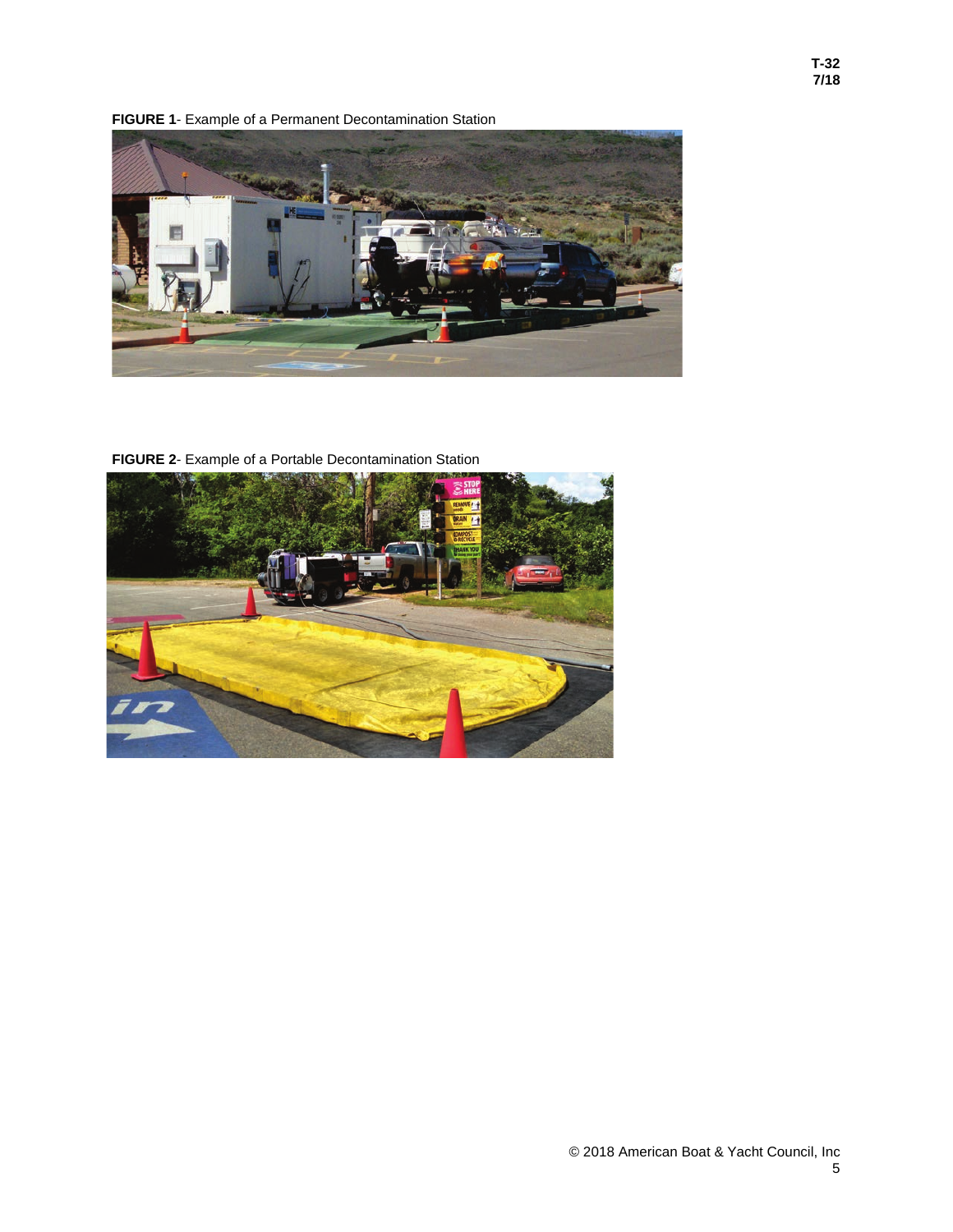**FIGURE 1**- Example of a Permanent Decontamination Station

**FIGURE 2**- Example of a Portable Decontamination Station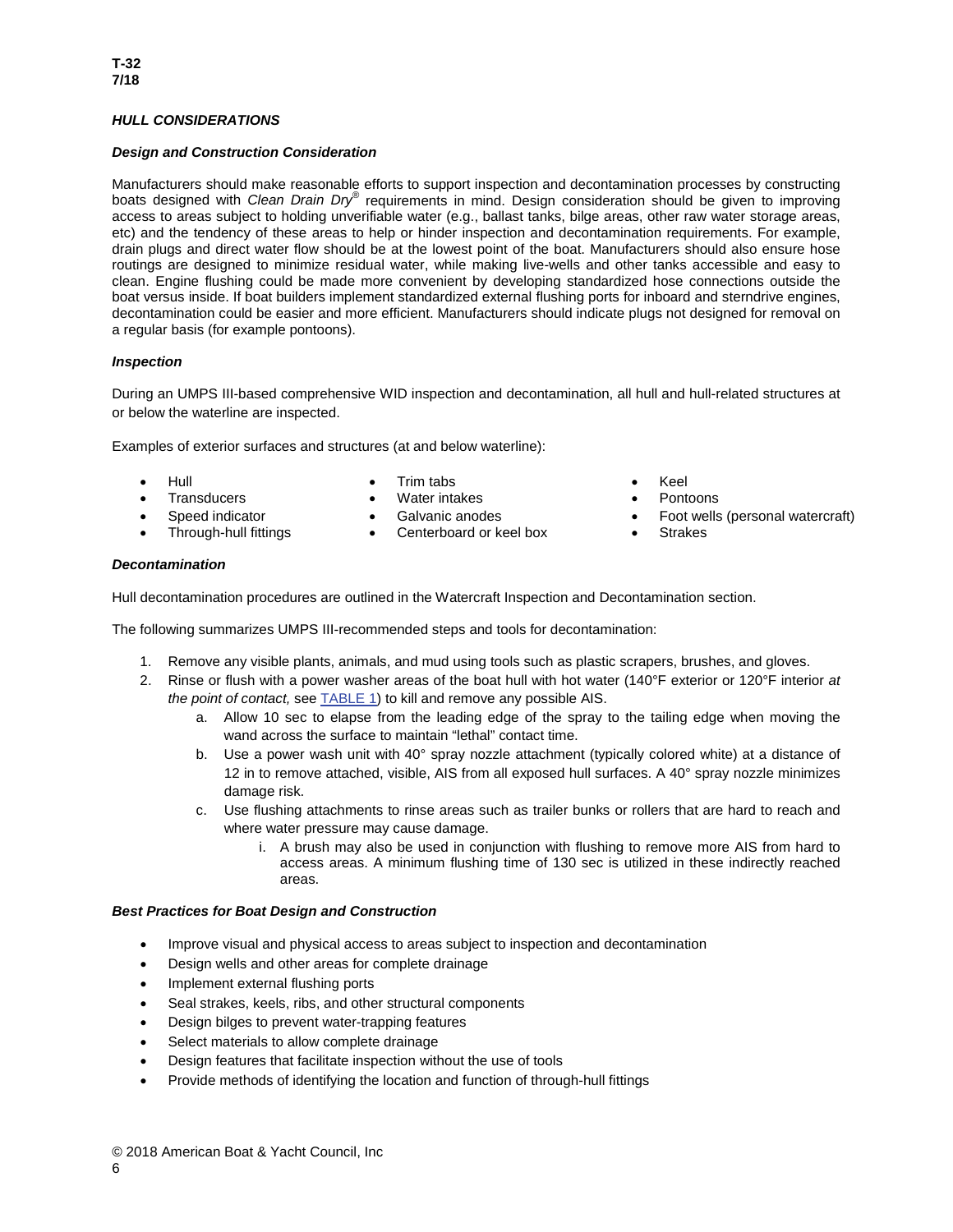### *HULL CONSIDERATIONS*

#### *Design and Construction Consideration*

Manufacturers should make reasonable efforts to support inspection and decontamination processes by constructing boats designed with *Clean Drain Dry*® requirements in mind. Design consideration should be given to improving access to areas subject to holding unverifiable water (e.g., ballast tanks, bilge areas, other raw water storage areas, etc) and the tendency of these areas to help or hinder inspection and decontamination requirements. For example, drain plugs and direct water flow should be at the lowest point of the boat. Manufacturers should also ensure hose routings are designed to minimize residual water, while making live-wells and other tanks accessible and easy to clean. Engine flushing could be made more convenient by developing standardized hose connections outside the boat versus inside. If boat builders implement standardized external flushing ports for inboard and sterndrive engines, decontamination could be easier and more efficient. Manufacturers should indicate plugs not designed for removal on a regular basis (for example pontoons).

#### *Inspection*

During an UMPS III-based comprehensive WID inspection and decontamination, all hull and hull-related structures at or below the waterline are inspected.

Examples of exterior surfaces and structures (at and below waterline):

- Hull
- Transducers
- Speed indicator
- Through-hull fittings
- Trim tabs
- Water intakes
- Galvanic anodes
- Centerboard or keel box
- Keel
- Pontoons
- Foot wells (personal watercraft)
- Strakes

#### *Decontamination*

Hull decontamination procedures are outlined in the Watercraft Inspection and Decontamination section.

The following summarizes UMPS III-recommended steps and tools for decontamination:

1. Remove any visible plants, animals, and mud using tools such as plastic scrapers, brushes, and gloves.
2. Rinse or flush with a power washer areas of the boat hull with hot water (140°F exterior or 120°F interior *at the point of contact,* see TABLE 1) to kill and remove any possible AIS.
   a. Allow 10 sec to elapse from the leading edge of the spray to the tailing edge when moving the wand across the surface to maintain "lethal" contact time.
   b. Use a power wash unit with 40° spray nozzle attachment (typically colored white) at a distance of 12 in to remove attached, visible, AIS from all exposed hull surfaces. A 40° spray nozzle minimizes damage risk.
   c. Use flushing attachments to rinse areas such as trailer bunks or rollers that are hard to reach and where water pressure may cause damage.
      i. A brush may also be used in conjunction with flushing to remove more AIS from hard to access areas. A minimum flushing time of 130 sec is utilized in these indirectly reached areas.

#### *Best Practices for Boat Design and Construction*

- Improve visual and physical access to areas subject to inspection and decontamination
- Design wells and other areas for complete drainage
- Implement external flushing ports
- Seal strakes, keels, ribs, and other structural components
- Design bilges to prevent water-trapping features
- Select materials to allow complete drainage
- Design features that facilitate inspection without the use of tools
- Provide methods of identifying the location and function of through-hull fittings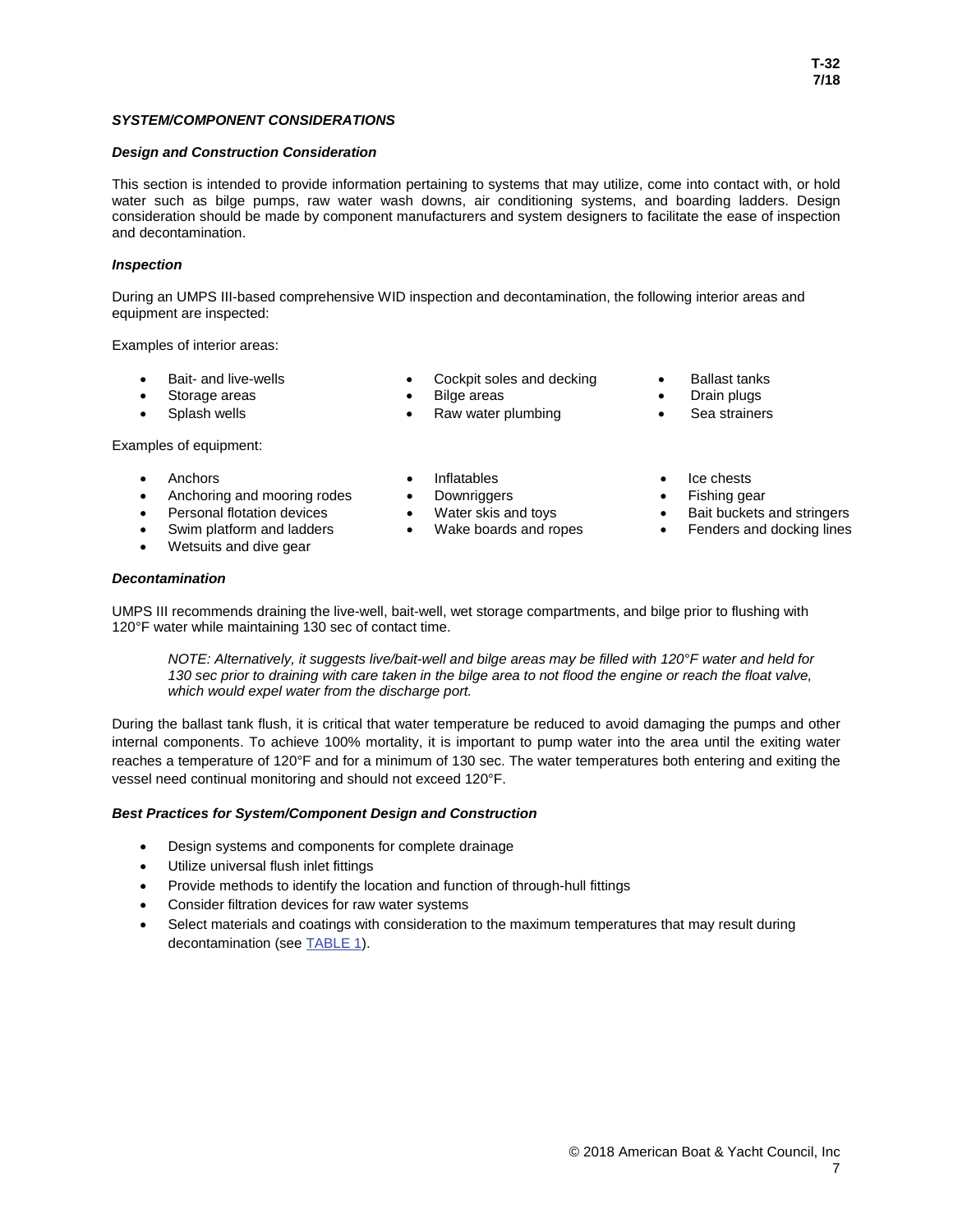## *SYSTEM/COMPONENT CONSIDERATIONS*

### *Design and Construction Consideration*

This section is intended to provide information pertaining to systems that may utilize, come into contact with, or hold water such as bilge pumps, raw water wash downs, air conditioning systems, and boarding ladders. Design consideration should be made by component manufacturers and system designers to facilitate the ease of inspection and decontamination.

### *Inspection*

During an UMPS III-based comprehensive WID inspection and decontamination, the following interior areas and equipment are inspected:

Examples of interior areas:

- Bait- and live-wells
- Storage areas
- Splash wells
- Cockpit soles and decking
- Bilge areas
- Raw water plumbing
- Ballast tanks
- Drain plugs
- Sea strainers

Examples of equipment:

- Anchors
- Anchoring and mooring rodes
- Personal flotation devices
- Swim platform and ladders
- Wetsuits and dive gear
- Inflatables
- Downriggers
- Water skis and toys
- Wake boards and ropes
- Ice chests
- Fishing gear
- Bait buckets and stringers
- Fenders and docking lines

### *Decontamination*

UMPS III recommends draining the live-well, bait-well, wet storage compartments, and bilge prior to flushing with 120°F water while maintaining 130 sec of contact time.

> *NOTE: Alternatively, it suggests live/bait-well and bilge areas may be filled with 120°F water and held for 130 sec prior to draining with care taken in the bilge area to not flood the engine or reach the float valve, which would expel water from the discharge port.*

During the ballast tank flush, it is critical that water temperature be reduced to avoid damaging the pumps and other internal components. To achieve 100% mortality, it is important to pump water into the area until the exiting water reaches a temperature of 120°F and for a minimum of 130 sec. The water temperatures both entering and exiting the vessel need continual monitoring and should not exceed 120°F.

### *Best Practices for System/Component Design and Construction*

- Design systems and components for complete drainage
- Utilize universal flush inlet fittings
- Provide methods to identify the location and function of through-hull fittings
- Consider filtration devices for raw water systems
- Select materials and coatings with consideration to the maximum temperatures that may result during decontamination (see TABLE 1).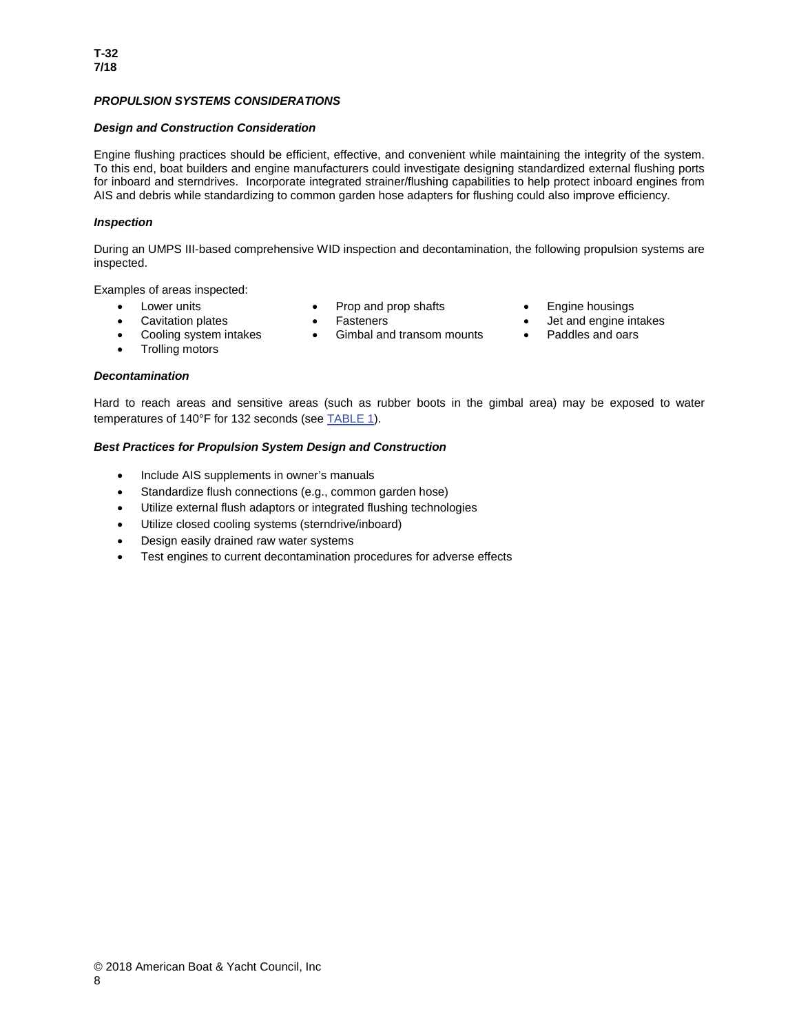### *PROPULSION SYSTEMS CONSIDERATIONS*

#### *Design and Construction Consideration*

Engine flushing practices should be efficient, effective, and convenient while maintaining the integrity of the system. To this end, boat builders and engine manufacturers could investigate designing standardized external flushing ports for inboard and sterndrives. Incorporate integrated strainer/flushing capabilities to help protect inboard engines from AIS and debris while standardizing to common garden hose adapters for flushing could also improve efficiency.

#### *Inspection*

During an UMPS III-based comprehensive WID inspection and decontamination, the following propulsion systems are inspected.

Examples of areas inspected:

- Lower units
- Cavitation plates
- Cooling system intakes
- Trolling motors
- Prop and prop shafts
- Fasteners
- Gimbal and transom mounts
- Engine housings
- Jet and engine intakes
- Paddles and oars

#### *Decontamination*

Hard to reach areas and sensitive areas (such as rubber boots in the gimbal area) may be exposed to water temperatures of 140°F for 132 seconds (see TABLE 1).

#### *Best Practices for Propulsion System Design and Construction*

- Include AIS supplements in owner's manuals
- Standardize flush connections (e.g., common garden hose)
- Utilize external flush adaptors or integrated flushing technologies
- Utilize closed cooling systems (sterndrive/inboard)
- Design easily drained raw water systems
- Test engines to current decontamination procedures for adverse effects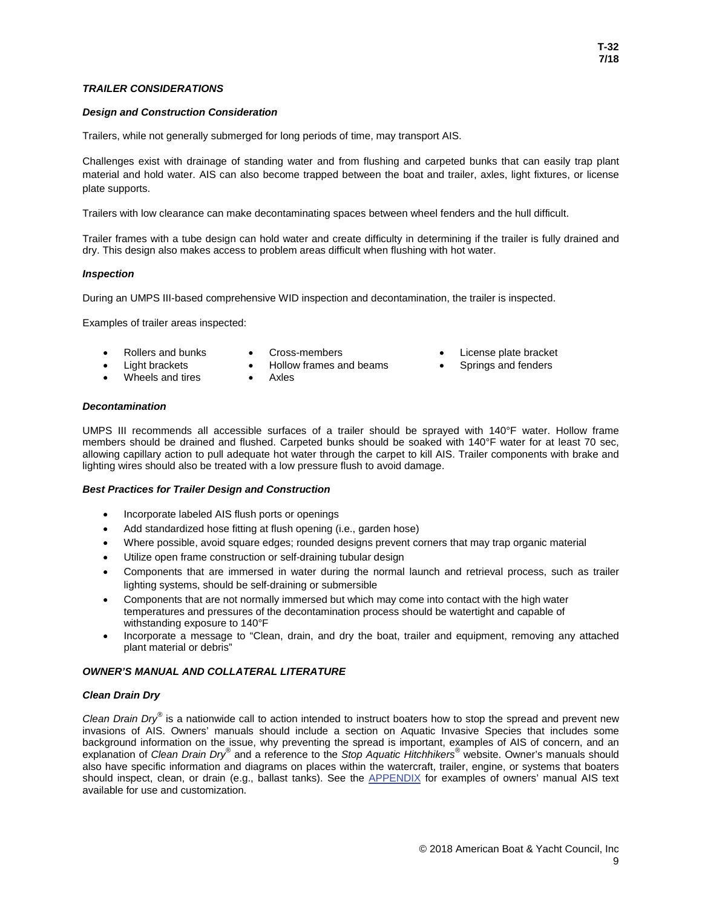## *TRAILER CONSIDERATIONS*

### *Design and Construction Consideration*

Trailers, while not generally submerged for long periods of time, may transport AIS.

Challenges exist with drainage of standing water and from flushing and carpeted bunks that can easily trap plant material and hold water. AIS can also become trapped between the boat and trailer, axles, light fixtures, or license plate supports.

Trailers with low clearance can make decontaminating spaces between wheel fenders and the hull difficult.

Trailer frames with a tube design can hold water and create difficulty in determining if the trailer is fully drained and dry. This design also makes access to problem areas difficult when flushing with hot water.

### *Inspection*

During an UMPS III-based comprehensive WID inspection and decontamination, the trailer is inspected.

Examples of trailer areas inspected:

- Rollers and bunks
- Light brackets
- Wheels and tires
- Cross-members
- Hollow frames and beams
- Axles
- License plate bracket
- Springs and fenders

### *Decontamination*

UMPS III recommends all accessible surfaces of a trailer should be sprayed with 140°F water. Hollow frame members should be drained and flushed. Carpeted bunks should be soaked with 140°F water for at least 70 sec, allowing capillary action to pull adequate hot water through the carpet to kill AIS. Trailer components with brake and lighting wires should also be treated with a low pressure flush to avoid damage.

### *Best Practices for Trailer Design and Construction*

- Incorporate labeled AIS flush ports or openings
- Add standardized hose fitting at flush opening (i.e., garden hose)
- Where possible, avoid square edges; rounded designs prevent corners that may trap organic material
- Utilize open frame construction or self-draining tubular design
- Components that are immersed in water during the normal launch and retrieval process, such as trailer lighting systems, should be self-draining or submersible
- Components that are not normally immersed but which may come into contact with the high water temperatures and pressures of the decontamination process should be watertight and capable of withstanding exposure to 140°F
- Incorporate a message to "Clean, drain, and dry the boat, trailer and equipment, removing any attached plant material or debris"

## *OWNER'S MANUAL AND COLLATERAL LITERATURE*

### *Clean Drain Dry*

*Clean Drain Dry*® is a nationwide call to action intended to instruct boaters how to stop the spread and prevent new invasions of AIS. Owners' manuals should include a section on Aquatic Invasive Species that includes some background information on the issue, why preventing the spread is important, examples of AIS of concern, and an explanation of *Clean Drain Dry*® and a reference to the *Stop Aquatic Hitchhikers*® website. Owner's manuals should also have specific information and diagrams on places within the watercraft, trailer, engine, or systems that boaters should inspect, clean, or drain (e.g., ballast tanks). See the APPENDIX for examples of owners' manual AIS text available for use and customization.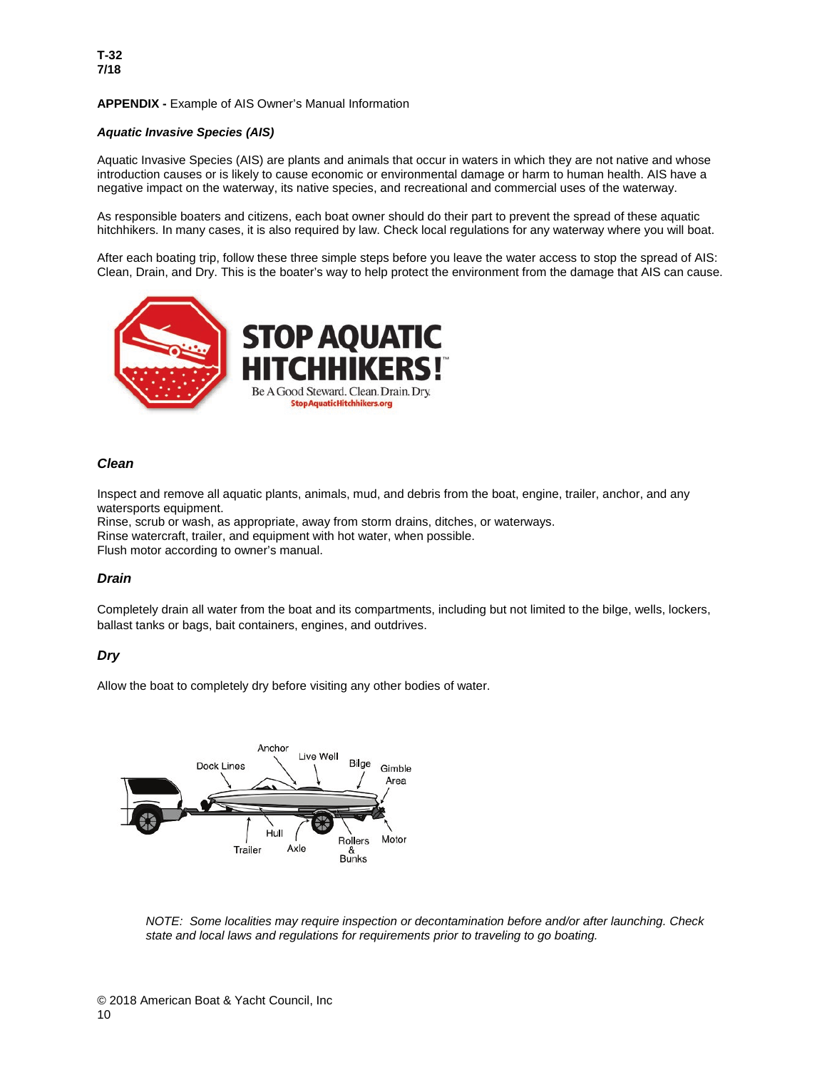**APPENDIX -** Example of AIS Owner's Manual Information

***Aquatic Invasive Species (AIS)***

Aquatic Invasive Species (AIS) are plants and animals that occur in waters in which they are not native and whose introduction causes or is likely to cause economic or environmental damage or harm to human health. AIS have a negative impact on the waterway, its native species, and recreational and commercial uses of the waterway.

As responsible boaters and citizens, each boat owner should do their part to prevent the spread of these aquatic hitchhikers. In many cases, it is also required by law. Check local regulations for any waterway where you will boat.

After each boating trip, follow these three simple steps before you leave the water access to stop the spread of AIS: Clean, Drain, and Dry. This is the boater's way to help protect the environment from the damage that AIS can cause.

STOP AQUATIC HITCHHIKERS!™

Be A Good Steward. Clean. Drain. Dry.

StopAquaticHitchhikers.org

***Clean***

Inspect and remove all aquatic plants, animals, mud, and debris from the boat, engine, trailer, anchor, and any watersports equipment.
Rinse, scrub or wash, as appropriate, away from storm drains, ditches, or waterways.
Rinse watercraft, trailer, and equipment with hot water, when possible.
Flush motor according to owner's manual.

***Drain***

Completely drain all water from the boat and its compartments, including but not limited to the bilge, wells, lockers, ballast tanks or bags, bait containers, engines, and outdrives.

***Dry***

Allow the boat to completely dry before visiting any other bodies of water.

Anchor, Live Well, Bilge, Gimble Area, Dock Lines, Hull, Trailer, Axle, Rollers & Bunks, Motor

*NOTE: Some localities may require inspection or decontamination before and/or after launching. Check state and local laws and regulations for requirements prior to traveling to go boating.*

© 2018 American Boat & Yacht Council, Inc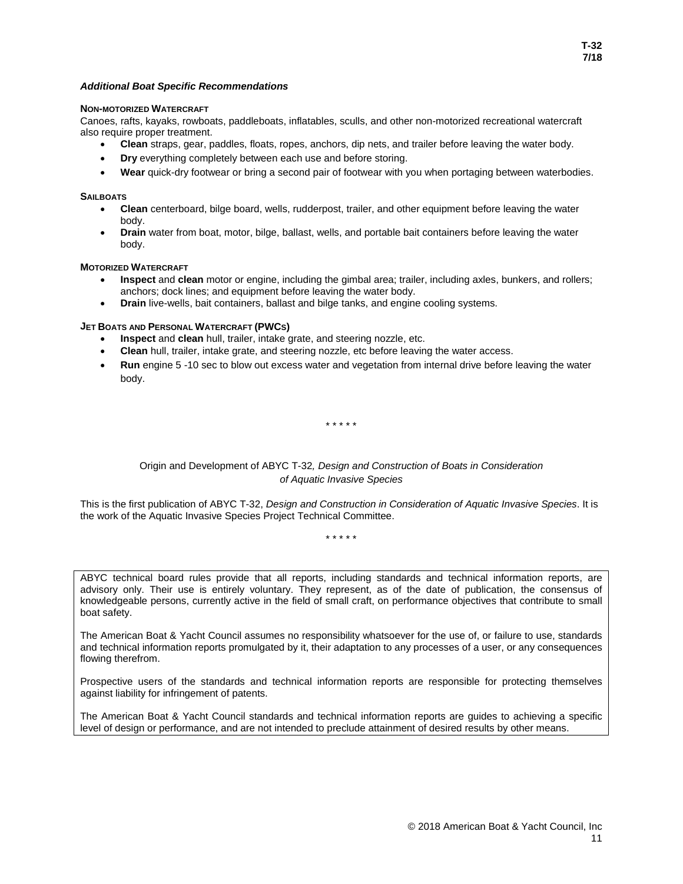### *Additional Boat Specific Recommendations*

**NON-MOTORIZED WATERCRAFT**

Canoes, rafts, kayaks, rowboats, paddleboats, inflatables, sculls, and other non-motorized recreational watercraft also require proper treatment.

- **Clean** straps, gear, paddles, floats, ropes, anchors, dip nets, and trailer before leaving the water body.
- **Dry** everything completely between each use and before storing.
- **Wear** quick-dry footwear or bring a second pair of footwear with you when portaging between waterbodies.

**SAILBOATS**

- **Clean** centerboard, bilge board, wells, rudderpost, trailer, and other equipment before leaving the water body.
- **Drain** water from boat, motor, bilge, ballast, wells, and portable bait containers before leaving the water body.

**MOTORIZED WATERCRAFT**

- **Inspect** and **clean** motor or engine, including the gimbal area; trailer, including axles, bunkers, and rollers; anchors; dock lines; and equipment before leaving the water body.
- **Drain** live-wells, bait containers, ballast and bilge tanks, and engine cooling systems.

**JET BOATS AND PERSONAL WATERCRAFT (PWCS)**

- **Inspect** and **clean** hull, trailer, intake grate, and steering nozzle, etc.
- **Clean** hull, trailer, intake grate, and steering nozzle, etc before leaving the water access.
- **Run** engine 5 -10 sec to blow out excess water and vegetation from internal drive before leaving the water body.

\* \* \* \* \*

Origin and Development of ABYC T-32*, Design and Construction of Boats in Consideration of Aquatic Invasive Species*

This is the first publication of ABYC T-32, *Design and Construction in Consideration of Aquatic Invasive Species*. It is the work of the Aquatic Invasive Species Project Technical Committee.

\* \* \* \* \*

ABYC technical board rules provide that all reports, including standards and technical information reports, are advisory only. Their use is entirely voluntary. They represent, as of the date of publication, the consensus of knowledgeable persons, currently active in the field of small craft, on performance objectives that contribute to small boat safety.

The American Boat & Yacht Council assumes no responsibility whatsoever for the use of, or failure to use, standards and technical information reports promulgated by it, their adaptation to any processes of a user, or any consequences flowing therefrom.

Prospective users of the standards and technical information reports are responsible for protecting themselves against liability for infringement of patents.

The American Boat & Yacht Council standards and technical information reports are guides to achieving a specific level of design or performance, and are not intended to preclude attainment of desired results by other means.